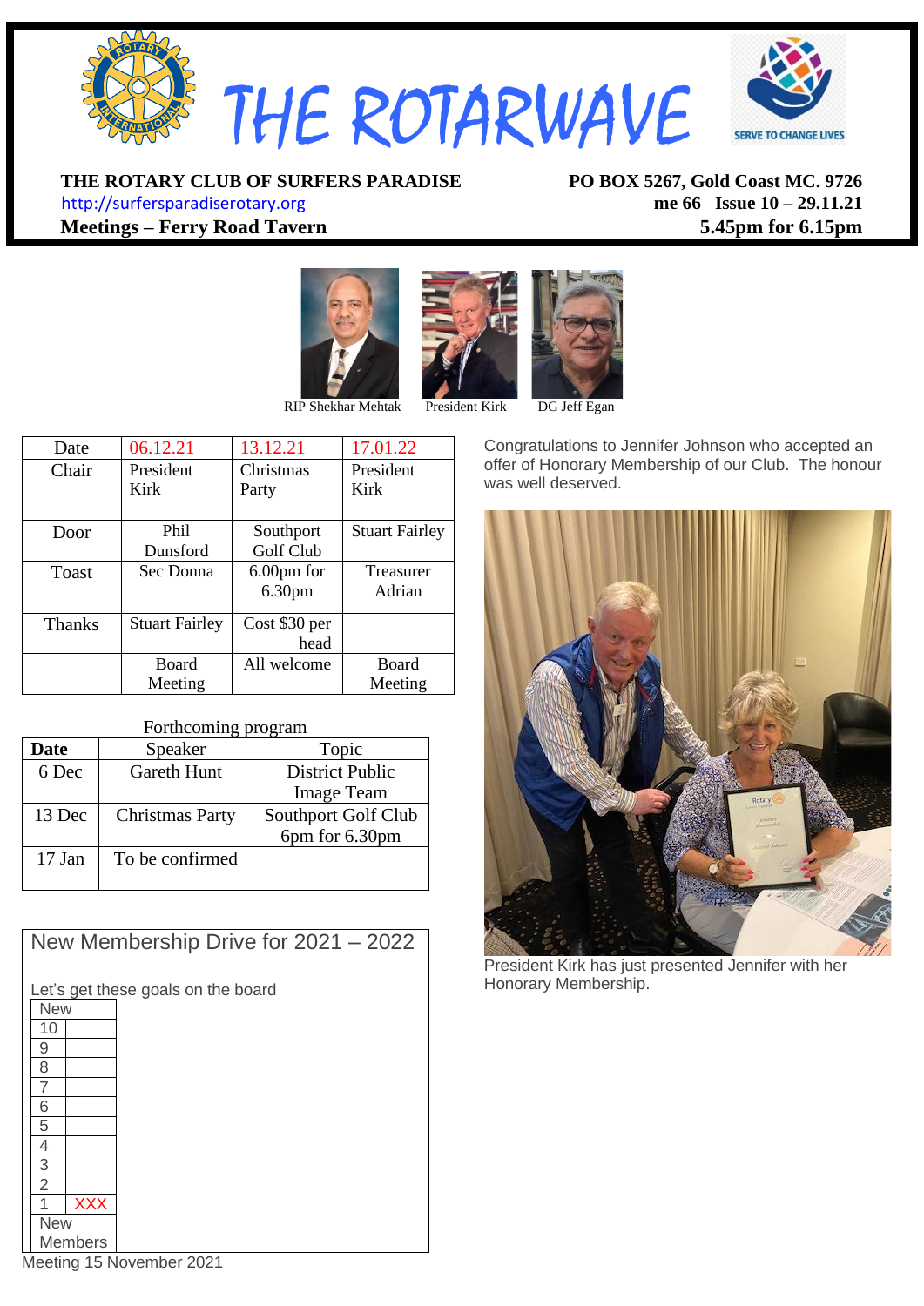# THE ROTARWAVE

SERVE TO CHANGE LIVES

**THE ROTARY CLUB OF SURFERS PARADISE**
http://surfersparadiserotary.org
**Meetings – Ferry Road Tavern**

**PO BOX 5267, Gold Coast MC. 9726**
**me 66 Issue 10 – 29.11.21**
**5.45pm for 6.15pm**

RIP Shekhar Mehtak President Kirk DG Jeff Egan

| Date | 06.12.21 | 13.12.21 | 17.01.22 |
|---|---|---|---|
| Chair | President Kirk | Christmas Party | President Kirk |
| Door | Phil Dunsford | Southport Golf Club | Stuart Fairley |
| Toast | Sec Donna | 6.00pm for 6.30pm | Treasurer Adrian |
| Thanks | Stuart Fairley | Cost $30 per head | |
| | Board Meeting | All welcome | Board Meeting |

Forthcoming program

| Date | Speaker | Topic |
|---|---|---|
| 6 Dec | Gareth Hunt | District Public Image Team |
| 13 Dec | Christmas Party | Southport Golf Club 6pm for 6.30pm |
| 17 Jan | To be confirmed | |

## New Membership Drive for 2021 – 2022

Let's get these goals on the board

| New | |
|---|---|
| 10 | |
| 9 | |
| 8 | |
| 7 | |
| 6 | |
| 5 | |
| 4 | |
| 3 | |
| 2 | |
| 1 | XXX |
| New Members | |

Meeting 15 November 2021

Congratulations to Jennifer Johnson who accepted an offer of Honorary Membership of our Club. The honour was well deserved.

President Kirk has just presented Jennifer with her Honorary Membership.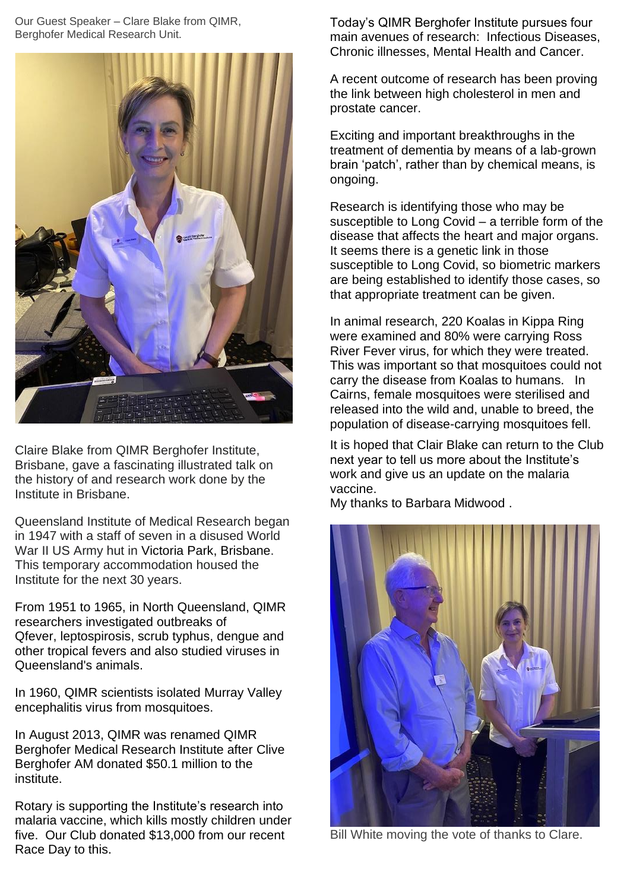Our Guest Speaker – Clare Blake from QIMR, Berghofer Medical Research Unit.

Claire Blake from QIMR Berghofer Institute, Brisbane, gave a fascinating illustrated talk on the history of and research work done by the Institute in Brisbane.

Queensland Institute of Medical Research began in 1947 with a staff of seven in a disused World War II US Army hut in Victoria Park, Brisbane. This temporary accommodation housed the Institute for the next 30 years.

From 1951 to 1965, in North Queensland, QIMR researchers investigated outbreaks of Qfever, leptospirosis, scrub typhus, dengue and other tropical fevers and also studied viruses in Queensland's animals.

In 1960, QIMR scientists isolated Murray Valley encephalitis virus from mosquitoes.

In August 2013, QIMR was renamed QIMR Berghofer Medical Research Institute after Clive Berghofer AM donated $50.1 million to the institute.

Rotary is supporting the Institute's research into malaria vaccine, which kills mostly children under five. Our Club donated $13,000 from our recent Race Day to this.

Today's QIMR Berghofer Institute pursues four main avenues of research: Infectious Diseases, Chronic illnesses, Mental Health and Cancer.

A recent outcome of research has been proving the link between high cholesterol in men and prostate cancer.

Exciting and important breakthroughs in the treatment of dementia by means of a lab-grown brain 'patch', rather than by chemical means, is ongoing.

Research is identifying those who may be susceptible to Long Covid – a terrible form of the disease that affects the heart and major organs. It seems there is a genetic link in those susceptible to Long Covid, so biometric markers are being established to identify those cases, so that appropriate treatment can be given.

In animal research, 220 Koalas in Kippa Ring were examined and 80% were carrying Ross River Fever virus, for which they were treated. This was important so that mosquitoes could not carry the disease from Koalas to humans. In Cairns, female mosquitoes were sterilised and released into the wild and, unable to breed, the population of disease-carrying mosquitoes fell.

It is hoped that Clair Blake can return to the Club next year to tell us more about the Institute's work and give us an update on the malaria vaccine.

My thanks to Barbara Midwood .

Bill White moving the vote of thanks to Clare.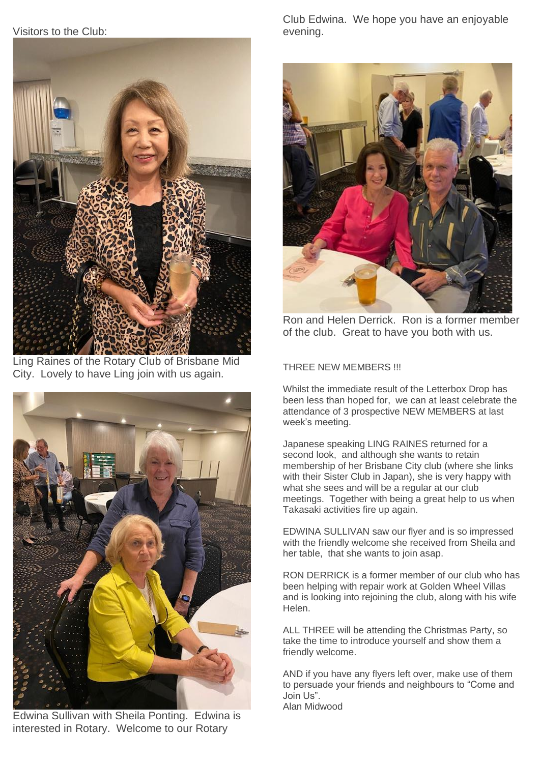Visitors to the Club:

Ling Raines of the Rotary Club of Brisbane Mid City. Lovely to have Ling join with us again.

Edwina Sullivan with Sheila Ponting. Edwina is interested in Rotary. Welcome to our Rotary Club Edwina. We hope you have an enjoyable evening.

Ron and Helen Derrick. Ron is a former member of the club. Great to have you both with us.

THREE NEW MEMBERS !!!

Whilst the immediate result of the Letterbox Drop has been less than hoped for, we can at least celebrate the attendance of 3 prospective NEW MEMBERS at last week's meeting.

Japanese speaking LING RAINES returned for a second look, and although she wants to retain membership of her Brisbane City club (where she links with their Sister Club in Japan), she is very happy with what she sees and will be a regular at our club meetings. Together with being a great help to us when Takasaki activities fire up again.

EDWINA SULLIVAN saw our flyer and is so impressed with the friendly welcome she received from Sheila and her table, that she wants to join asap.

RON DERRICK is a former member of our club who has been helping with repair work at Golden Wheel Villas and is looking into rejoining the club, along with his wife Helen.

ALL THREE will be attending the Christmas Party, so take the time to introduce yourself and show them a friendly welcome.

AND if you have any flyers left over, make use of them to persuade your friends and neighbours to "Come and Join Us".
Alan Midwood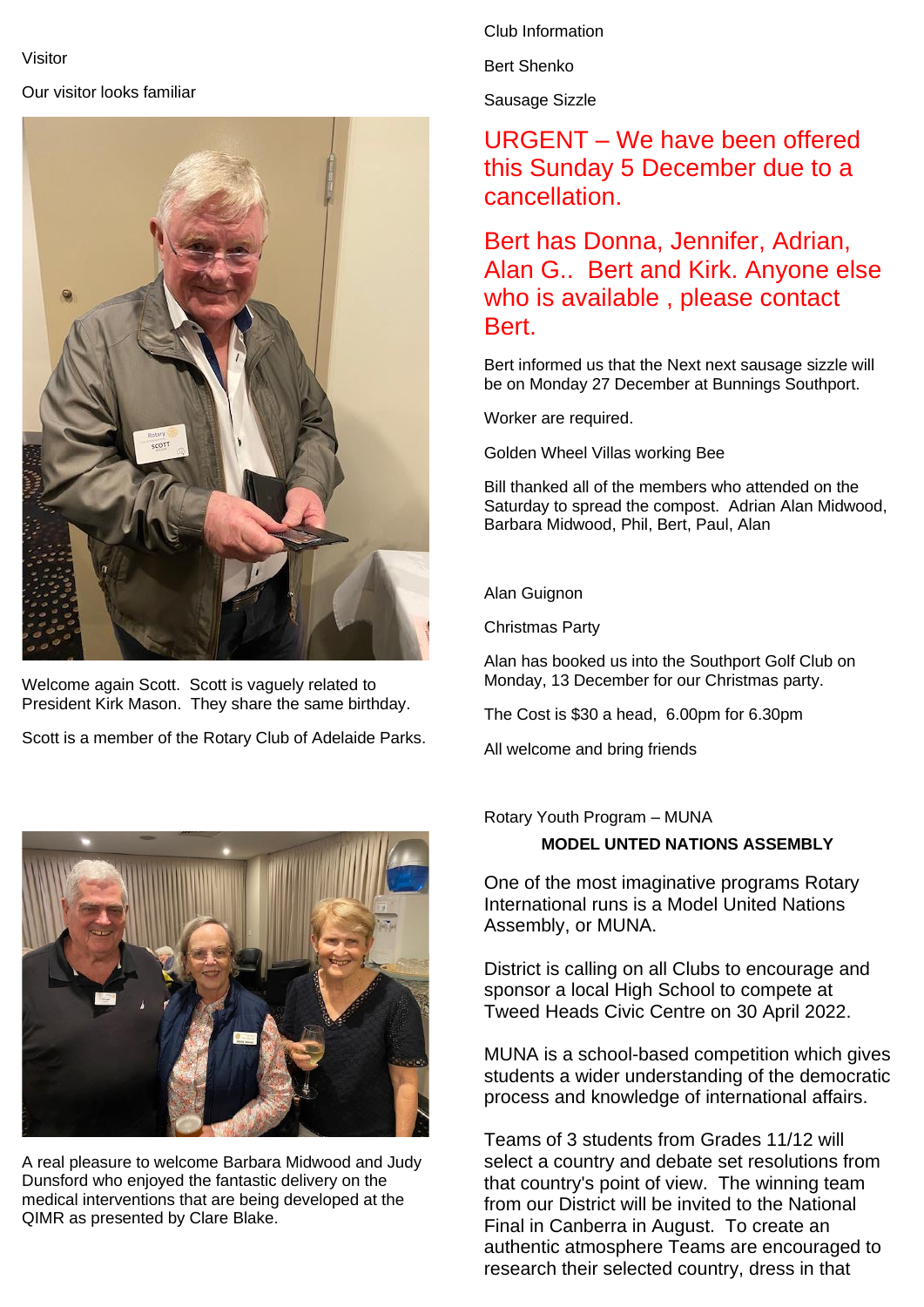Visitor

Our visitor looks familiar

Welcome again Scott. Scott is vaguely related to President Kirk Mason. They share the same birthday.

Scott is a member of the Rotary Club of Adelaide Parks.

A real pleasure to welcome Barbara Midwood and Judy Dunsford who enjoyed the fantastic delivery on the medical interventions that are being developed at the QIMR as presented by Clare Blake.

Club Information

Bert Shenko

Sausage Sizzle

URGENT – We have been offered this Sunday 5 December due to a cancellation.

Bert has Donna, Jennifer, Adrian, Alan G.. Bert and Kirk. Anyone else who is available , please contact Bert.

Bert informed us that the Next next sausage sizzle will be on Monday 27 December at Bunnings Southport.

Worker are required.

Golden Wheel Villas working Bee

Bill thanked all of the members who attended on the Saturday to spread the compost. Adrian Alan Midwood, Barbara Midwood, Phil, Bert, Paul, Alan

Alan Guignon

Christmas Party

Alan has booked us into the Southport Golf Club on Monday, 13 December for our Christmas party.

The Cost is $30 a head, 6.00pm for 6.30pm

All welcome and bring friends

Rotary Youth Program – MUNA

**MODEL UNTED NATIONS ASSEMBLY**

One of the most imaginative programs Rotary International runs is a Model United Nations Assembly, or MUNA.

District is calling on all Clubs to encourage and sponsor a local High School to compete at Tweed Heads Civic Centre on 30 April 2022.

MUNA is a school-based competition which gives students a wider understanding of the democratic process and knowledge of international affairs.

Teams of 3 students from Grades 11/12 will select a country and debate set resolutions from that country's point of view. The winning team from our District will be invited to the National Final in Canberra in August. To create an authentic atmosphere Teams are encouraged to research their selected country, dress in that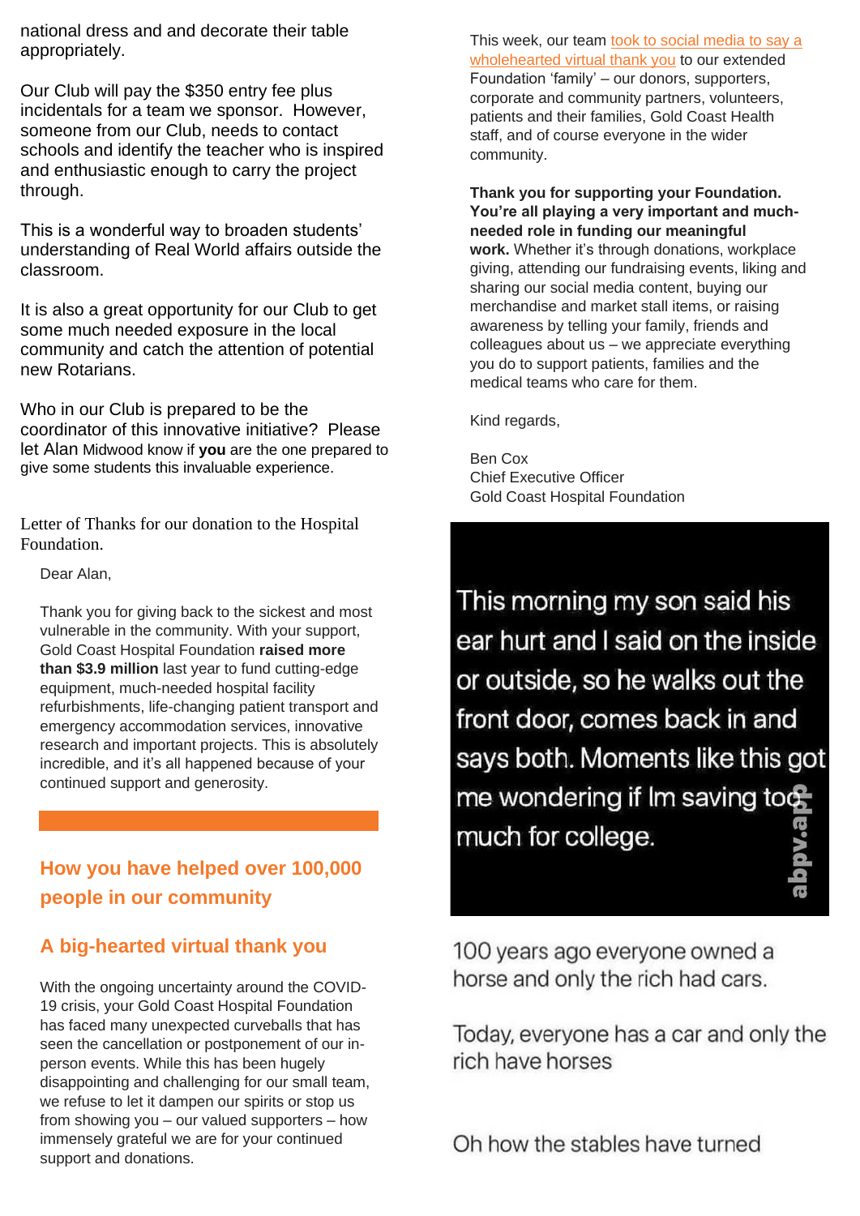national dress and and decorate their table appropriately.

Our Club will pay the $350 entry fee plus incidentals for a team we sponsor. However, someone from our Club, needs to contact schools and identify the teacher who is inspired and enthusiastic enough to carry the project through.

This is a wonderful way to broaden students' understanding of Real World affairs outside the classroom.

It is also a great opportunity for our Club to get some much needed exposure in the local community and catch the attention of potential new Rotarians.

Who in our Club is prepared to be the coordinator of this innovative initiative? Please let Alan Midwood know if **you** are the one prepared to give some students this invaluable experience.

Letter of Thanks for our donation to the Hospital Foundation.

Dear Alan,

Thank you for giving back to the sickest and most vulnerable in the community. With your support, Gold Coast Hospital Foundation **raised more than $3.9 million** last year to fund cutting-edge equipment, much-needed hospital facility refurbishments, life-changing patient transport and emergency accommodation services, innovative research and important projects. This is absolutely incredible, and it's all happened because of your continued support and generosity.

## How you have helped over 100,000 people in our community

## A big-hearted virtual thank you

With the ongoing uncertainty around the COVID-19 crisis, your Gold Coast Hospital Foundation has faced many unexpected curveballs that has seen the cancellation or postponement of our in-person events. While this has been hugely disappointing and challenging for our small team, we refuse to let it dampen our spirits or stop us from showing you – our valued supporters – how immensely grateful we are for your continued support and donations.

This week, our team took to social media to say a wholehearted virtual thank you to our extended Foundation 'family' – our donors, supporters, corporate and community partners, volunteers, patients and their families, Gold Coast Health staff, and of course everyone in the wider community.

**Thank you for supporting your Foundation. You're all playing a very important and much-needed role in funding our meaningful work.** Whether it's through donations, workplace giving, attending our fundraising events, liking and sharing our social media content, buying our merchandise and market stall items, or raising awareness by telling your family, friends and colleagues about us – we appreciate everything you do to support patients, families and the medical teams who care for them.

Kind regards,

Ben Cox
Chief Executive Officer
Gold Coast Hospital Foundation

This morning my son said his ear hurt and I said on the inside or outside, so he walks out the front door, comes back in and says both. Moments like this got me wondering if Im saving too much for college.

abpv.app

100 years ago everyone owned a horse and only the rich had cars.

Today, everyone has a car and only the rich have horses

Oh how the stables have turned